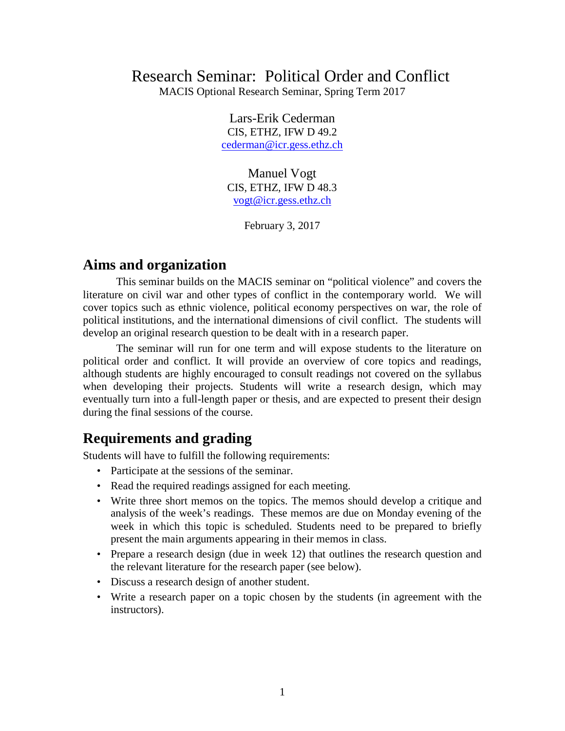# Research Seminar: Political Order and Conflict

MACIS Optional Research Seminar, Spring Term 2017

Lars-Erik Cederman
CIS, ETHZ, IFW D 49.2
cederman@icr.gess.ethz.ch

Manuel Vogt
CIS, ETHZ, IFW D 48.3
vogt@icr.gess.ethz.ch

February 3, 2017

## Aims and organization

This seminar builds on the MACIS seminar on "political violence" and covers the literature on civil war and other types of conflict in the contemporary world. We will cover topics such as ethnic violence, political economy perspectives on war, the role of political institutions, and the international dimensions of civil conflict. The students will develop an original research question to be dealt with in a research paper.

The seminar will run for one term and will expose students to the literature on political order and conflict. It will provide an overview of core topics and readings, although students are highly encouraged to consult readings not covered on the syllabus when developing their projects. Students will write a research design, which may eventually turn into a full-length paper or thesis, and are expected to present their design during the final sessions of the course.

## Requirements and grading

Students will have to fulfill the following requirements:

- Participate at the sessions of the seminar.
- Read the required readings assigned for each meeting.
- Write three short memos on the topics. The memos should develop a critique and analysis of the week's readings. These memos are due on Monday evening of the week in which this topic is scheduled. Students need to be prepared to briefly present the main arguments appearing in their memos in class.
- Prepare a research design (due in week 12) that outlines the research question and the relevant literature for the research paper (see below).
- Discuss a research design of another student.
- Write a research paper on a topic chosen by the students (in agreement with the instructors).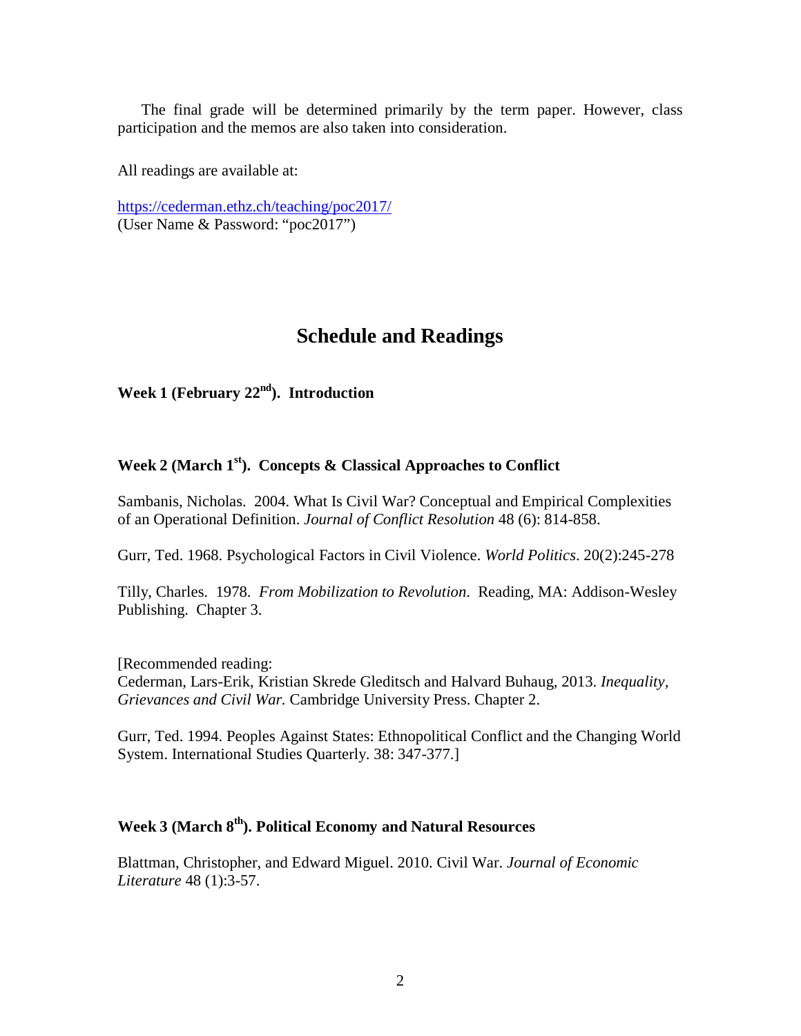The final grade will be determined primarily by the term paper. However, class participation and the memos are also taken into consideration.

All readings are available at:

https://cederman.ethz.ch/teaching/poc2017/
(User Name & Password: "poc2017")

## Schedule and Readings

### Week 1 (February 22nd). Introduction

### Week 2 (March 1st). Concepts & Classical Approaches to Conflict

Sambanis, Nicholas. 2004. What Is Civil War? Conceptual and Empirical Complexities of an Operational Definition. *Journal of Conflict Resolution* 48 (6): 814-858.

Gurr, Ted. 1968. Psychological Factors in Civil Violence. *World Politics*. 20(2):245-278

Tilly, Charles. 1978. *From Mobilization to Revolution*. Reading, MA: Addison-Wesley Publishing. Chapter 3.

[Recommended reading:
Cederman, Lars-Erik, Kristian Skrede Gleditsch and Halvard Buhaug, 2013. *Inequality, Grievances and Civil War.* Cambridge University Press. Chapter 2.

Gurr, Ted. 1994. Peoples Against States: Ethnopolitical Conflict and the Changing World System. International Studies Quarterly. 38: 347-377.]

### Week 3 (March 8th). Political Economy and Natural Resources

Blattman, Christopher, and Edward Miguel. 2010. Civil War. *Journal of Economic Literature* 48 (1):3-57.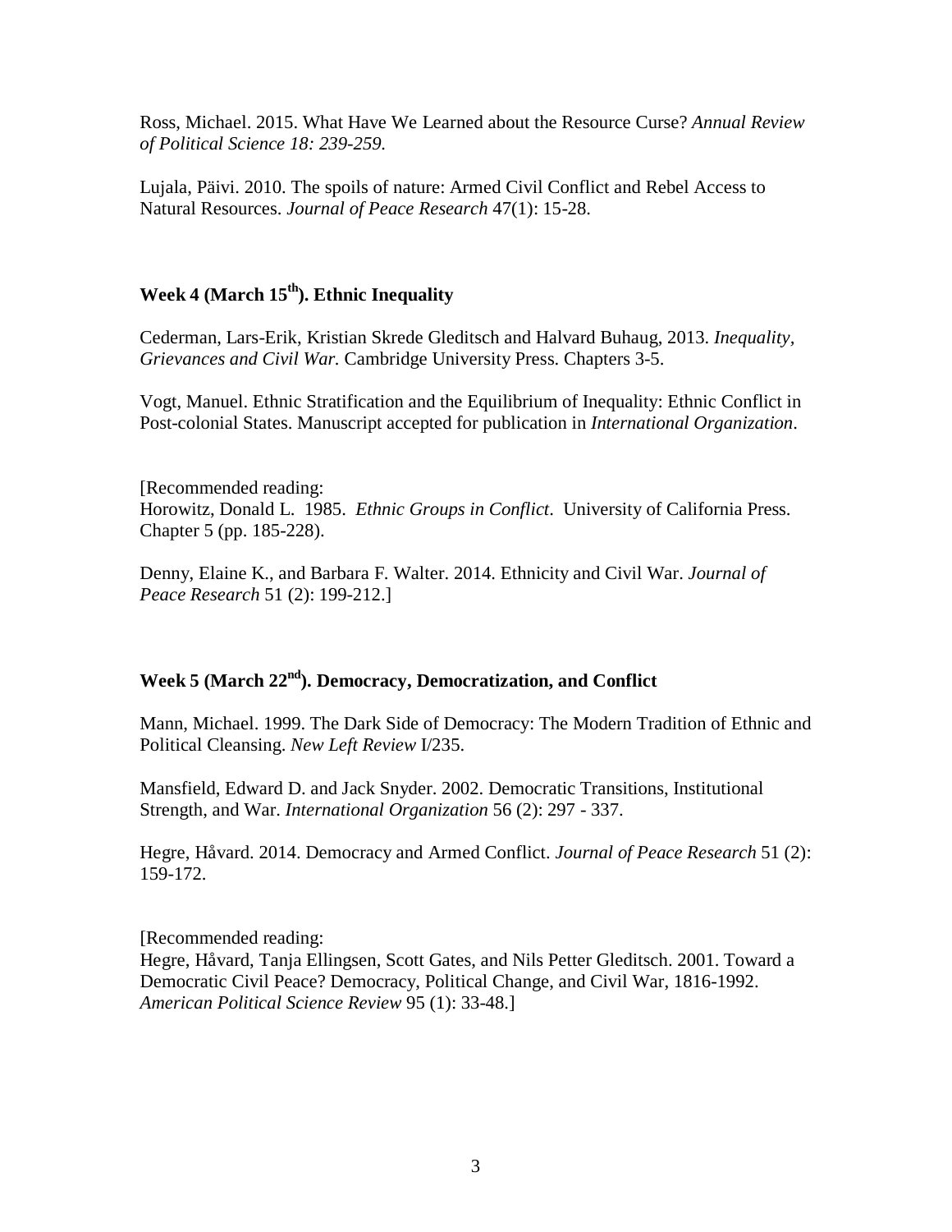Ross, Michael. 2015. What Have We Learned about the Resource Curse? *Annual Review of Political Science 18: 239-259.*

Lujala, Päivi. 2010. The spoils of nature: Armed Civil Conflict and Rebel Access to Natural Resources. *Journal of Peace Research* 47(1): 15-28.

### Week 4 (March 15th). Ethnic Inequality

Cederman, Lars-Erik, Kristian Skrede Gleditsch and Halvard Buhaug, 2013. *Inequality, Grievances and Civil War.* Cambridge University Press. Chapters 3-5.

Vogt, Manuel. Ethnic Stratification and the Equilibrium of Inequality: Ethnic Conflict in Post-colonial States. Manuscript accepted for publication in *International Organization*.

[Recommended reading:
Horowitz, Donald L. 1985. *Ethnic Groups in Conflict*. University of California Press. Chapter 5 (pp. 185-228).

Denny, Elaine K., and Barbara F. Walter. 2014. Ethnicity and Civil War. *Journal of Peace Research* 51 (2): 199-212.]

### Week 5 (March 22nd). Democracy, Democratization, and Conflict

Mann, Michael. 1999. The Dark Side of Democracy: The Modern Tradition of Ethnic and Political Cleansing. *New Left Review* I/235.

Mansfield, Edward D. and Jack Snyder. 2002. Democratic Transitions, Institutional Strength, and War. *International Organization* 56 (2): 297 - 337.

Hegre, Håvard. 2014. Democracy and Armed Conflict. *Journal of Peace Research* 51 (2): 159-172.

[Recommended reading:
Hegre, Håvard, Tanja Ellingsen, Scott Gates, and Nils Petter Gleditsch. 2001. Toward a Democratic Civil Peace? Democracy, Political Change, and Civil War, 1816-1992. *American Political Science Review* 95 (1): 33-48.]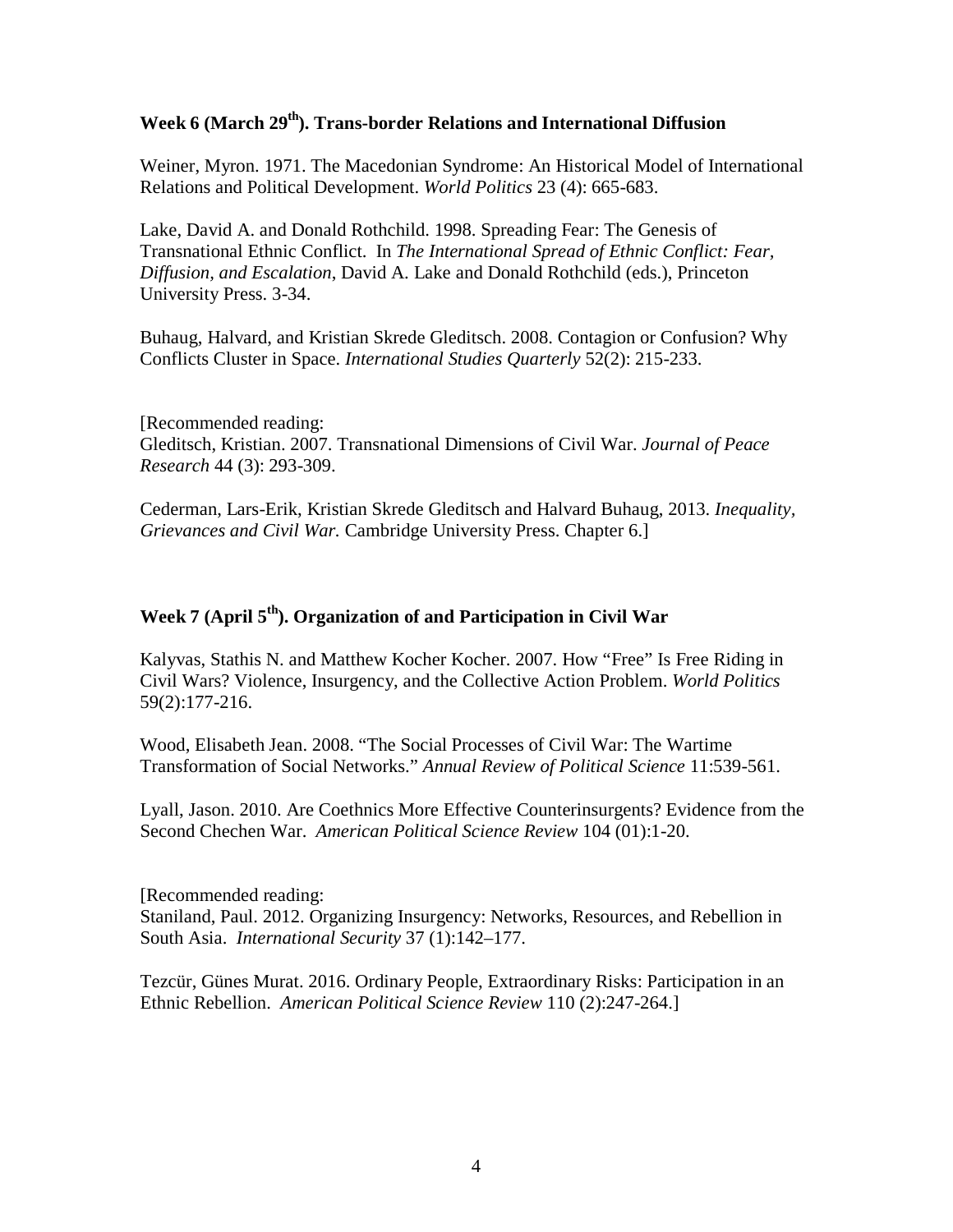### Week 6 (March 29th). Trans-border Relations and International Diffusion

Weiner, Myron. 1971. The Macedonian Syndrome: An Historical Model of International Relations and Political Development. *World Politics* 23 (4): 665-683.

Lake, David A. and Donald Rothchild. 1998. Spreading Fear: The Genesis of Transnational Ethnic Conflict. In *The International Spread of Ethnic Conflict: Fear, Diffusion, and Escalation*, David A. Lake and Donald Rothchild (eds.), Princeton University Press. 3-34.

Buhaug, Halvard, and Kristian Skrede Gleditsch. 2008. Contagion or Confusion? Why Conflicts Cluster in Space. *International Studies Quarterly* 52(2): 215-233.

[Recommended reading:
Gleditsch, Kristian. 2007. Transnational Dimensions of Civil War. *Journal of Peace Research* 44 (3): 293-309.

Cederman, Lars-Erik, Kristian Skrede Gleditsch and Halvard Buhaug, 2013. *Inequality, Grievances and Civil War.* Cambridge University Press. Chapter 6.]

### Week 7 (April 5th). Organization of and Participation in Civil War

Kalyvas, Stathis N. and Matthew Kocher Kocher. 2007. How "Free" Is Free Riding in Civil Wars? Violence, Insurgency, and the Collective Action Problem. *World Politics* 59(2):177-216.

Wood, Elisabeth Jean. 2008. "The Social Processes of Civil War: The Wartime Transformation of Social Networks." *Annual Review of Political Science* 11:539-561.

Lyall, Jason. 2010. Are Coethnics More Effective Counterinsurgents? Evidence from the Second Chechen War. *American Political Science Review* 104 (01):1-20.

[Recommended reading:
Staniland, Paul. 2012. Organizing Insurgency: Networks, Resources, and Rebellion in South Asia. *International Security* 37 (1):142–177.

Tezcür, Günes Murat. 2016. Ordinary People, Extraordinary Risks: Participation in an Ethnic Rebellion. *American Political Science Review* 110 (2):247-264.]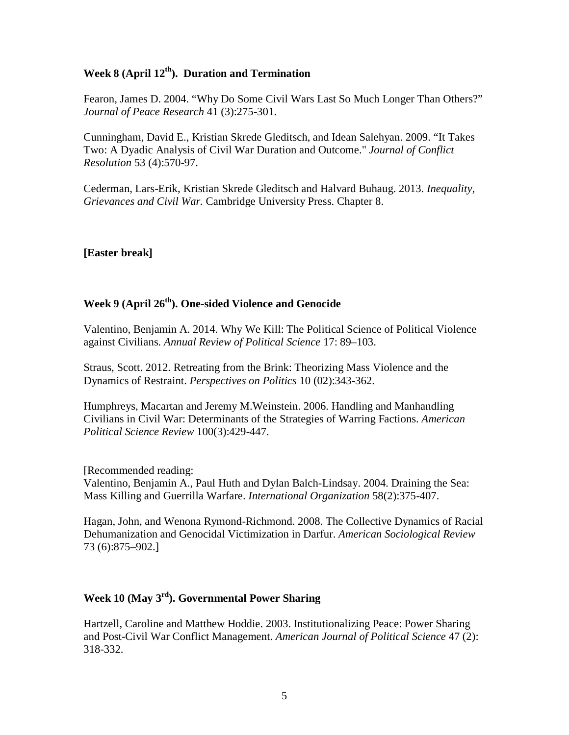### Week 8 (April 12th). Duration and Termination

Fearon, James D. 2004. "Why Do Some Civil Wars Last So Much Longer Than Others?" *Journal of Peace Research* 41 (3):275-301.

Cunningham, David E., Kristian Skrede Gleditsch, and Idean Salehyan. 2009. "It Takes Two: A Dyadic Analysis of Civil War Duration and Outcome." *Journal of Conflict Resolution* 53 (4):570-97.

Cederman, Lars-Erik, Kristian Skrede Gleditsch and Halvard Buhaug. 2013. *Inequality, Grievances and Civil War.* Cambridge University Press. Chapter 8.

**[Easter break]**

### Week 9 (April 26th). One-sided Violence and Genocide

Valentino, Benjamin A. 2014. Why We Kill: The Political Science of Political Violence against Civilians. *Annual Review of Political Science* 17: 89–103.

Straus, Scott. 2012. Retreating from the Brink: Theorizing Mass Violence and the Dynamics of Restraint. *Perspectives on Politics* 10 (02):343-362.

Humphreys, Macartan and Jeremy M.Weinstein. 2006. Handling and Manhandling Civilians in Civil War: Determinants of the Strategies of Warring Factions. *American Political Science Review* 100(3):429-447.

[Recommended reading:
Valentino, Benjamin A., Paul Huth and Dylan Balch-Lindsay. 2004. Draining the Sea: Mass Killing and Guerrilla Warfare. *International Organization* 58(2):375-407.

Hagan, John, and Wenona Rymond-Richmond. 2008. The Collective Dynamics of Racial Dehumanization and Genocidal Victimization in Darfur. *American Sociological Review* 73 (6):875–902.]

### Week 10 (May 3rd). Governmental Power Sharing

Hartzell, Caroline and Matthew Hoddie. 2003. Institutionalizing Peace: Power Sharing and Post-Civil War Conflict Management. *American Journal of Political Science* 47 (2): 318-332.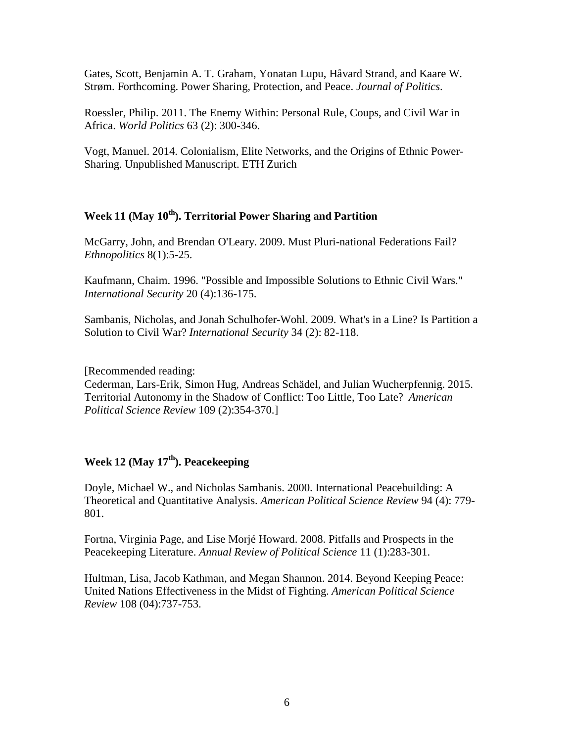Gates, Scott, Benjamin A. T. Graham, Yonatan Lupu, Håvard Strand, and Kaare W. Strøm. Forthcoming. Power Sharing, Protection, and Peace. *Journal of Politics*.

Roessler, Philip. 2011. The Enemy Within: Personal Rule, Coups, and Civil War in Africa. *World Politics* 63 (2): 300-346.

Vogt, Manuel. 2014. Colonialism, Elite Networks, and the Origins of Ethnic Power-Sharing. Unpublished Manuscript. ETH Zurich

## Week 11 (May 10th). Territorial Power Sharing and Partition

McGarry, John, and Brendan O'Leary. 2009. Must Pluri-national Federations Fail? *Ethnopolitics* 8(1):5-25.

Kaufmann, Chaim. 1996. "Possible and Impossible Solutions to Ethnic Civil Wars." *International Security* 20 (4):136-175.

Sambanis, Nicholas, and Jonah Schulhofer-Wohl. 2009. What's in a Line? Is Partition a Solution to Civil War? *International Security* 34 (2): 82-118.

[Recommended reading:
Cederman, Lars-Erik, Simon Hug, Andreas Schädel, and Julian Wucherpfennig. 2015. Territorial Autonomy in the Shadow of Conflict: Too Little, Too Late? *American Political Science Review* 109 (2):354-370.]

## Week 12 (May 17th). Peacekeeping

Doyle, Michael W., and Nicholas Sambanis. 2000. International Peacebuilding: A Theoretical and Quantitative Analysis. *American Political Science Review* 94 (4): 779-801.

Fortna, Virginia Page, and Lise Morjé Howard. 2008. Pitfalls and Prospects in the Peacekeeping Literature. *Annual Review of Political Science* 11 (1):283-301.

Hultman, Lisa, Jacob Kathman, and Megan Shannon. 2014. Beyond Keeping Peace: United Nations Effectiveness in the Midst of Fighting. *American Political Science Review* 108 (04):737-753.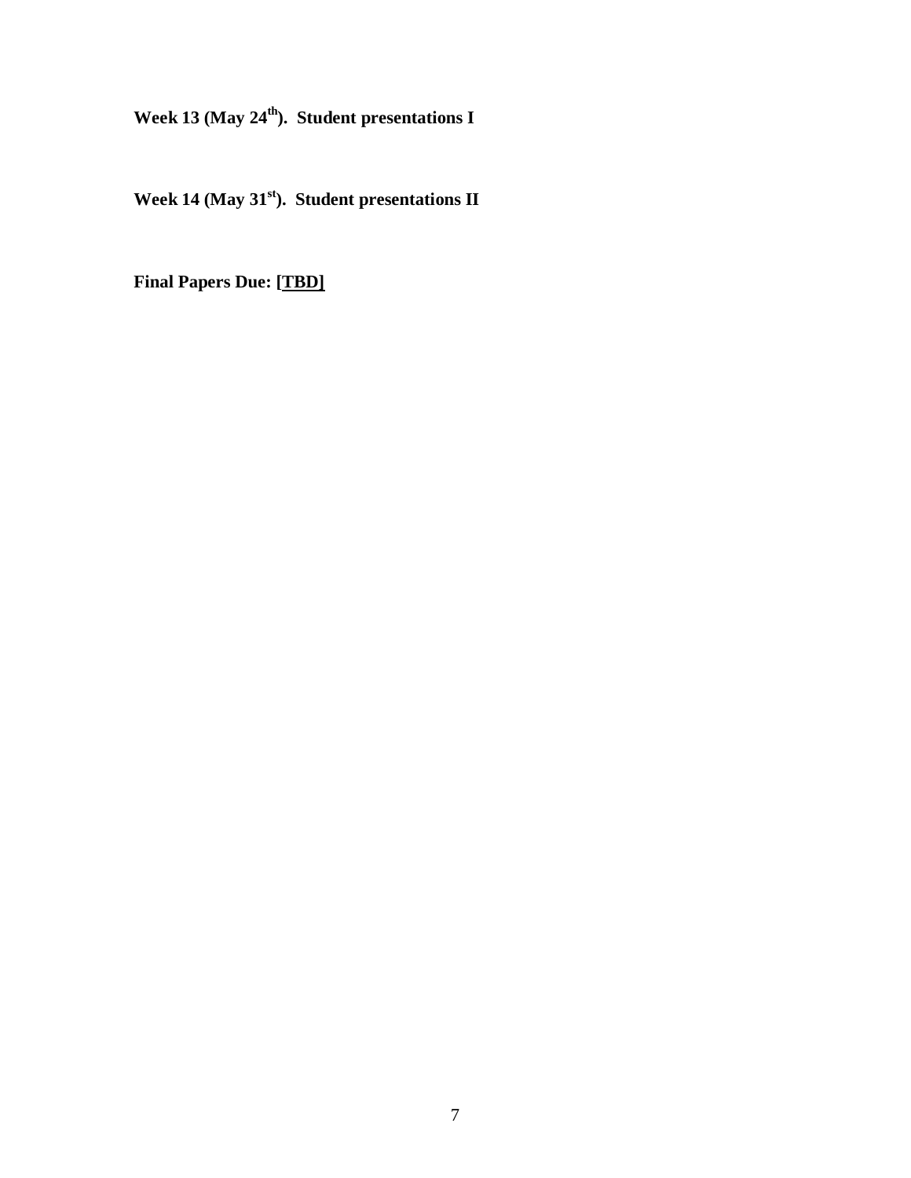**Week 13 (May 24th). Student presentations I**

**Week 14 (May 31st). Student presentations II**

**Final Papers Due: [TBD]**